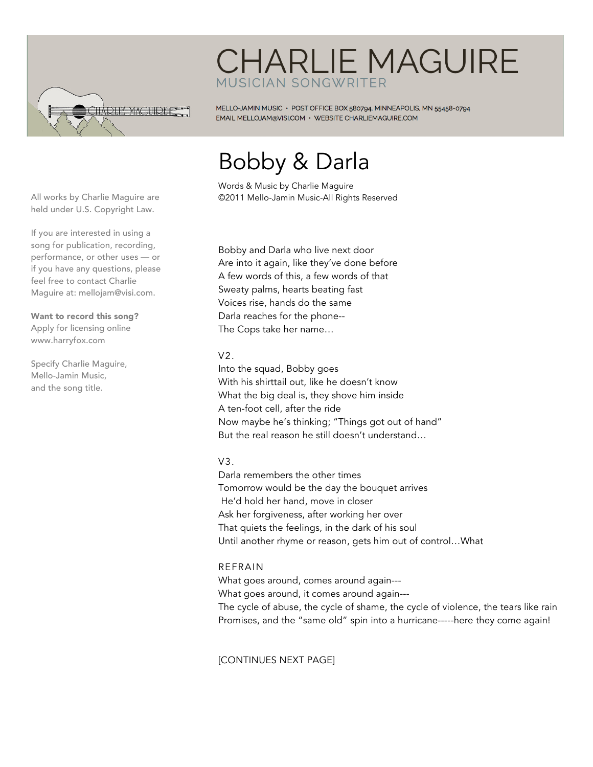# CHARLIE MAGUIRE

MUSICIAN SONGWRITER

MELLO-JAMIN MUSIC • POST OFFICE BOX 580794, MINNEAPOLIS, MN 55458-0794
EMAIL MELLOJAM@VISI.COM • WEBSITE CHARLIEMAGUIRE.COM

All works by Charlie Maguire are held under U.S. Copyright Law.

If you are interested in using a song for publication, recording, performance, or other uses — or if you have any questions, please feel free to contact Charlie Maguire at: mellojam@visi.com.

**Want to record this song?**
Apply for licensing online
www.harryfox.com

Specify Charlie Maguire,
Mello-Jamin Music,
and the song title.

## Bobby & Darla

Words & Music by Charlie Maguire
©2011 Mello-Jamin Music-All Rights Reserved

Bobby and Darla who live next door
Are into it again, like they've done before
A few words of this, a few words of that
Sweaty palms, hearts beating fast
Voices rise, hands do the same
Darla reaches for the phone--
The Cops take her name…

V2.
Into the squad, Bobby goes
With his shirttail out, like he doesn't know
What the big deal is, they shove him inside
A ten-foot cell, after the ride
Now maybe he's thinking; "Things got out of hand"
But the real reason he still doesn't understand…

V3.
Darla remembers the other times
Tomorrow would be the day the bouquet arrives
He'd hold her hand, move in closer
Ask her forgiveness, after working her over
That quiets the feelings, in the dark of his soul
Until another rhyme or reason, gets him out of control…What

REFRAIN
What goes around, comes around again---
What goes around, it comes around again---
The cycle of abuse, the cycle of shame, the cycle of violence, the tears like rain
Promises, and the "same old" spin into a hurricane-----here they come again!

[CONTINUES NEXT PAGE]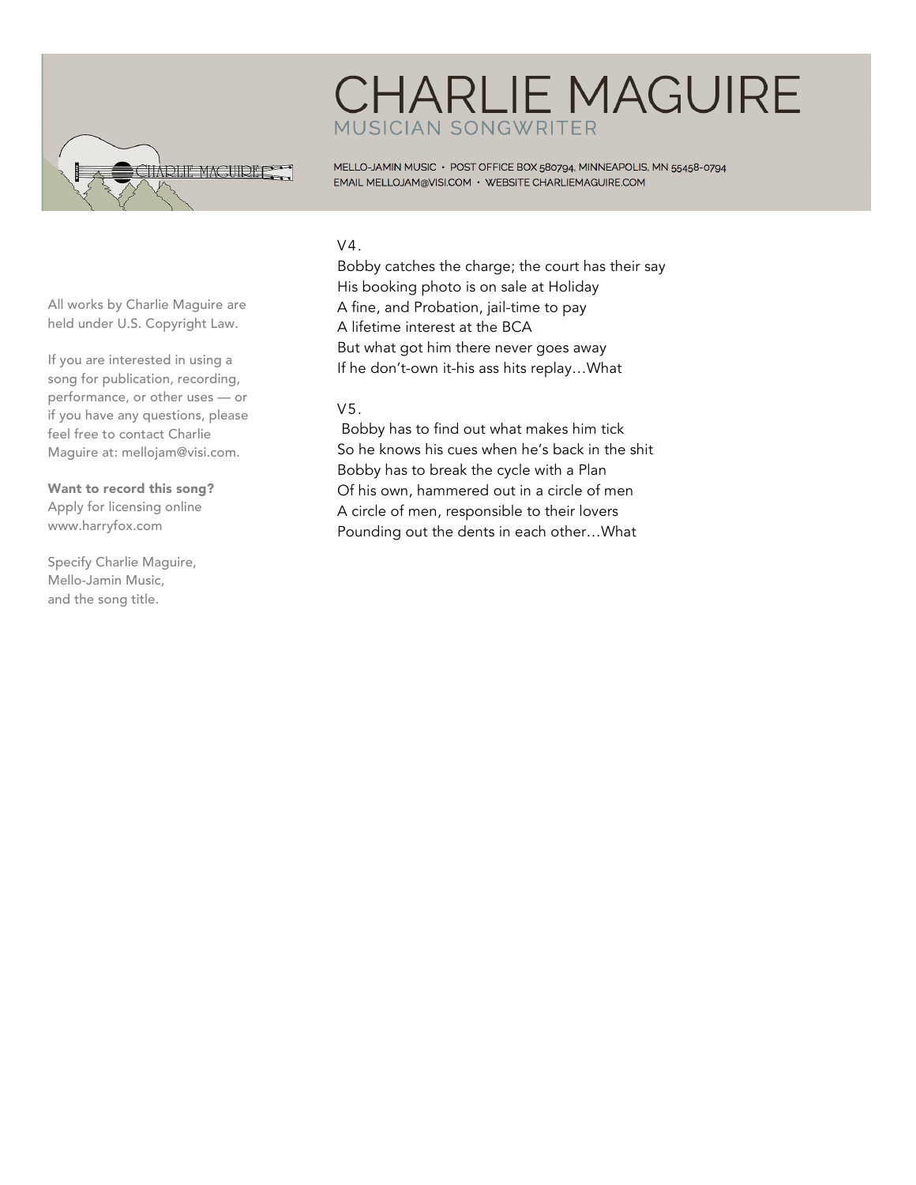# CHARLIE MAGUIRE

MUSICIAN SONGWRITER

MELLO-JAMIN MUSIC • POST OFFICE BOX 580794, MINNEAPOLIS, MN 55458-0794
EMAIL MELLOJAM@VISI.COM • WEBSITE CHARLIEMAGUIRE.COM

All works by Charlie Maguire are held under U.S. Copyright Law.

If you are interested in using a song for publication, recording, performance, or other uses — or if you have any questions, please feel free to contact Charlie Maguire at: mellojam@visi.com.

**Want to record this song?**
Apply for licensing online
www.harryfox.com

Specify Charlie Maguire,
Mello-Jamin Music,
and the song title.

V4.

Bobby catches the charge; the court has their say
His booking photo is on sale at Holiday
A fine, and Probation, jail-time to pay
A lifetime interest at the BCA
But what got him there never goes away
If he don't-own it-his ass hits replay…What

V5.

Bobby has to find out what makes him tick
So he knows his cues when he's back in the shit
Bobby has to break the cycle with a Plan
Of his own, hammered out in a circle of men
A circle of men, responsible to their lovers
Pounding out the dents in each other…What